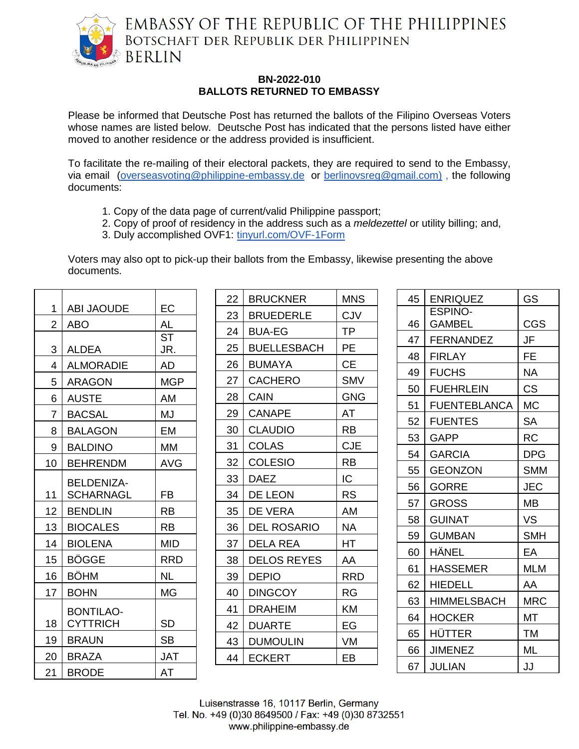EMBASSY OF THE REPUBLIC OF THE PHILIPPINES
BOTSCHAFT DER REPUBLIK DER PHILIPPINEN
BERLIN

**BN-2022-010**
**BALLOTS RETURNED TO EMBASSY**

Please be informed that Deutsche Post has returned the ballots of the Filipino Overseas Voters whose names are listed below. Deutsche Post has indicated that the persons listed have either moved to another residence or the address provided is insufficient.

To facilitate the re-mailing of their electoral packets, they are required to send to the Embassy, via email (overseasvoting@philippine-embassy.de or berlinovsreg@gmail.com) , the following documents:

1. Copy of the data page of current/valid Philippine passport;
2. Copy of proof of residency in the address such as a *meldezettel* or utility billing; and,
3. Duly accomplished OVF1: tinyurl.com/OVF-1Form

Voters may also opt to pick-up their ballots from the Embassy, likewise presenting the above documents.

| No. | Surname | Initials |
|---|---|---|
| 1 | ABI JAOUDE | EC |
| 2 | ABO | AL |
| 3 | ALDEA | ST JR. |
| 4 | ALMORADIE | AD |
| 5 | ARAGON | MGP |
| 6 | AUSTE | AM |
| 7 | BACSAL | MJ |
| 8 | BALAGON | EM |
| 9 | BALDINO | MM |
| 10 | BEHRENDM | AVG |
| 11 | BELDENIZA-SCHARNAGL | FB |
| 12 | BENDLIN | RB |
| 13 | BIOCALES | RB |
| 14 | BIOLENA | MID |
| 15 | BÖGGE | RRD |
| 16 | BÖHM | NL |
| 17 | BOHN | MG |
| 18 | BONTILAO-CYTTRICH | SD |
| 19 | BRAUN | SB |
| 20 | BRAZA | JAT |
| 21 | BRODE | AT |
| 22 | BRUCKNER | MNS |
| 23 | BRUEDERLE | CJV |
| 24 | BUA-EG | TP |
| 25 | BUELLESBACH | PE |
| 26 | BUMAYA | CE |
| 27 | CACHERO | SMV |
| 28 | CAIN | GNG |
| 29 | CANAPE | AT |
| 30 | CLAUDIO | RB |
| 31 | COLAS | CJE |
| 32 | COLESIO | RB |
| 33 | DAEZ | IC |
| 34 | DE LEON | RS |
| 35 | DE VERA | AM |
| 36 | DEL ROSARIO | NA |
| 37 | DELA REA | HT |
| 38 | DELOS REYES | AA |
| 39 | DEPIO | RRD |
| 40 | DINGCOY | RG |
| 41 | DRAHEIM | KM |
| 42 | DUARTE | EG |
| 43 | DUMOULIN | VM |
| 44 | ECKERT | EB |
| 45 | ENRIQUEZ | GS |
| 46 | ESPINO-GAMBEL | CGS |
| 47 | FERNANDEZ | JF |
| 48 | FIRLAY | FE |
| 49 | FUCHS | NA |
| 50 | FUEHRLEIN | CS |
| 51 | FUENTEBLANCA | MC |
| 52 | FUENTES | SA |
| 53 | GAPP | RC |
| 54 | GARCIA | DPG |
| 55 | GEONZON | SMM |
| 56 | GORRE | JEC |
| 57 | GROSS | MB |
| 58 | GUINAT | VS |
| 59 | GUMBAN | SMH |
| 60 | HÄNEL | EA |
| 61 | HASSEMER | MLM |
| 62 | HIEDELL | AA |
| 63 | HIMMELSBACH | MRC |
| 64 | HOCKER | MT |
| 65 | HÜTTER | TM |
| 66 | JIMENEZ | ML |
| 67 | JULIAN | JJ |

Luisenstrasse 16, 10117 Berlin, Germany
Tel. No. +49 (0)30 8649500 / Fax: +49 (0)30 8732551
www.philippine-embassy.de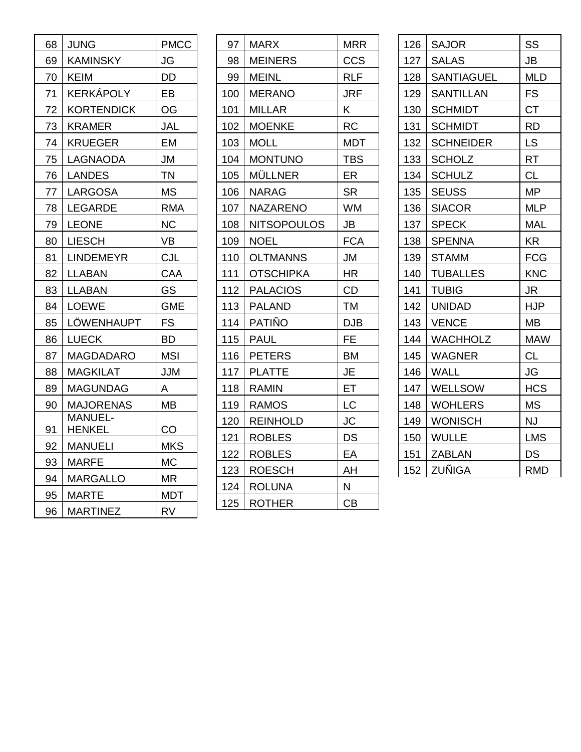| | | |
|---|---|---|
| 68 | JUNG | PMCC |
| 69 | KAMINSKY | JG |
| 70 | KEIM | DD |
| 71 | KERKÁPOLY | EB |
| 72 | KORTENDICK | OG |
| 73 | KRAMER | JAL |
| 74 | KRUEGER | EM |
| 75 | LAGNAODA | JM |
| 76 | LANDES | TN |
| 77 | LARGOSA | MS |
| 78 | LEGARDE | RMA |
| 79 | LEONE | NC |
| 80 | LIESCH | VB |
| 81 | LINDEMEYR | CJL |
| 82 | LLABAN | CAA |
| 83 | LLABAN | GS |
| 84 | LOEWE | GME |
| 85 | LÖWENHAUPT | FS |
| 86 | LUECK | BD |
| 87 | MAGDADARO | MSI |
| 88 | MAGKILAT | JJM |
| 89 | MAGUNDAG | A |
| 90 | MAJORENAS | MB |
| 91 | MANUEL-HENKEL | CO |
| 92 | MANUELI | MKS |
| 93 | MARFE | MC |
| 94 | MARGALLO | MR |
| 95 | MARTE | MDT |
| 96 | MARTINEZ | RV |
| 97 | MARX | MRR |
| 98 | MEINERS | CCS |
| 99 | MEINL | RLF |
| 100 | MERANO | JRF |
| 101 | MILLAR | K |
| 102 | MOENKE | RC |
| 103 | MOLL | MDT |
| 104 | MONTUNO | TBS |
| 105 | MÜLLNER | ER |
| 106 | NARAG | SR |
| 107 | NAZARENO | WM |
| 108 | NITSOPOULOS | JB |
| 109 | NOEL | FCA |
| 110 | OLTMANNS | JM |
| 111 | OTSCHIPKA | HR |
| 112 | PALACIOS | CD |
| 113 | PALAND | TM |
| 114 | PATIÑO | DJB |
| 115 | PAUL | FE |
| 116 | PETERS | BM |
| 117 | PLATTE | JE |
| 118 | RAMIN | ET |
| 119 | RAMOS | LC |
| 120 | REINHOLD | JC |
| 121 | ROBLES | DS |
| 122 | ROBLES | EA |
| 123 | ROESCH | AH |
| 124 | ROLUNA | N |
| 125 | ROTHER | CB |
| 126 | SAJOR | SS |
| 127 | SALAS | JB |
| 128 | SANTIAGUEL | MLD |
| 129 | SANTILLAN | FS |
| 130 | SCHMIDT | CT |
| 131 | SCHMIDT | RD |
| 132 | SCHNEIDER | LS |
| 133 | SCHOLZ | RT |
| 134 | SCHULZ | CL |
| 135 | SEUSS | MP |
| 136 | SIACOR | MLP |
| 137 | SPECK | MAL |
| 138 | SPENNA | KR |
| 139 | STAMM | FCG |
| 140 | TUBALLES | KNC |
| 141 | TUBIG | JR |
| 142 | UNIDAD | HJP |
| 143 | VENCE | MB |
| 144 | WACHHOLZ | MAW |
| 145 | WAGNER | CL |
| 146 | WALL | JG |
| 147 | WELLSOW | HCS |
| 148 | WOHLERS | MS |
| 149 | WONISCH | NJ |
| 150 | WULLE | LMS |
| 151 | ZABLAN | DS |
| 152 | ZUÑIGA | RMD |